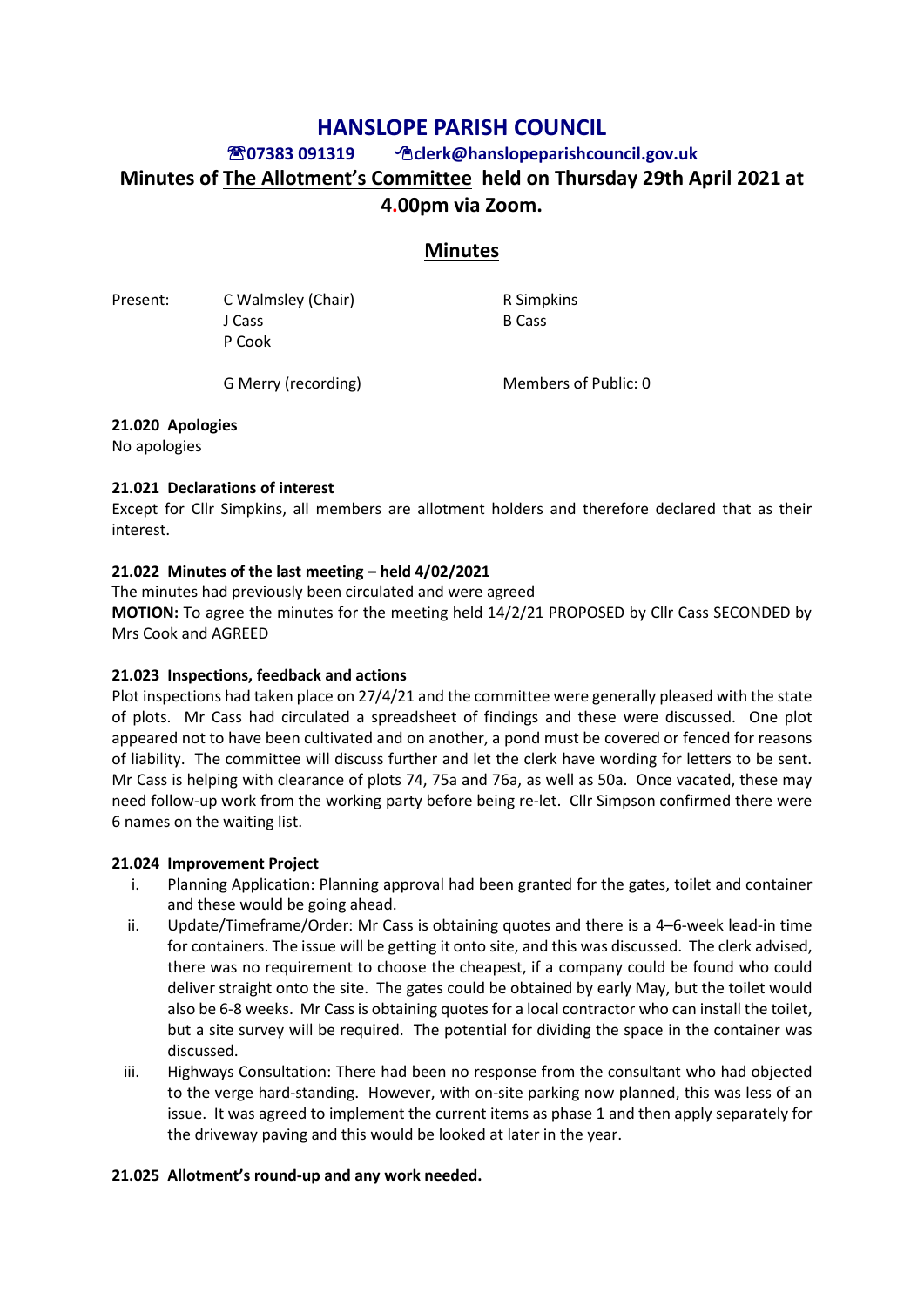# HANSLOPE PARISH COUNCIL

**☎07383 091319 ✉clerk@hanslopeparishcouncil.gov.uk**

## Minutes of The Allotment's Committee held on Thursday 29th April 2021 at 4.00pm via Zoom.

## Minutes

| Present: | C Walmsley (Chair) | R Simpkins |
|---|---|---|
| | J Cass | B Cass |
| | P Cook | |
| | G Merry (recording) | Members of Public: 0 |

**21.020 Apologies**

No apologies

**21.021 Declarations of interest**

Except for Cllr Simpkins, all members are allotment holders and therefore declared that as their interest.

**21.022 Minutes of the last meeting – held 4/02/2021**

The minutes had previously been circulated and were agreed

**MOTION:** To agree the minutes for the meeting held 14/2/21 PROPOSED by Cllr Cass SECONDED by Mrs Cook and AGREED

**21.023 Inspections, feedback and actions**

Plot inspections had taken place on 27/4/21 and the committee were generally pleased with the state of plots. Mr Cass had circulated a spreadsheet of findings and these were discussed. One plot appeared not to have been cultivated and on another, a pond must be covered or fenced for reasons of liability. The committee will discuss further and let the clerk have wording for letters to be sent. Mr Cass is helping with clearance of plots 74, 75a and 76a, as well as 50a. Once vacated, these may need follow-up work from the working party before being re-let. Cllr Simpson confirmed there were 6 names on the waiting list.

**21.024 Improvement Project**

i. Planning Application: Planning approval had been granted for the gates, toilet and container and these would be going ahead.

ii. Update/Timeframe/Order: Mr Cass is obtaining quotes and there is a 4–6-week lead-in time for containers. The issue will be getting it onto site, and this was discussed. The clerk advised, there was no requirement to choose the cheapest, if a company could be found who could deliver straight onto the site. The gates could be obtained by early May, but the toilet would also be 6-8 weeks. Mr Cass is obtaining quotes for a local contractor who can install the toilet, but a site survey will be required. The potential for dividing the space in the container was discussed.

iii. Highways Consultation: There had been no response from the consultant who had objected to the verge hard-standing. However, with on-site parking now planned, this was less of an issue. It was agreed to implement the current items as phase 1 and then apply separately for the driveway paving and this would be looked at later in the year.

**21.025 Allotment's round-up and any work needed.**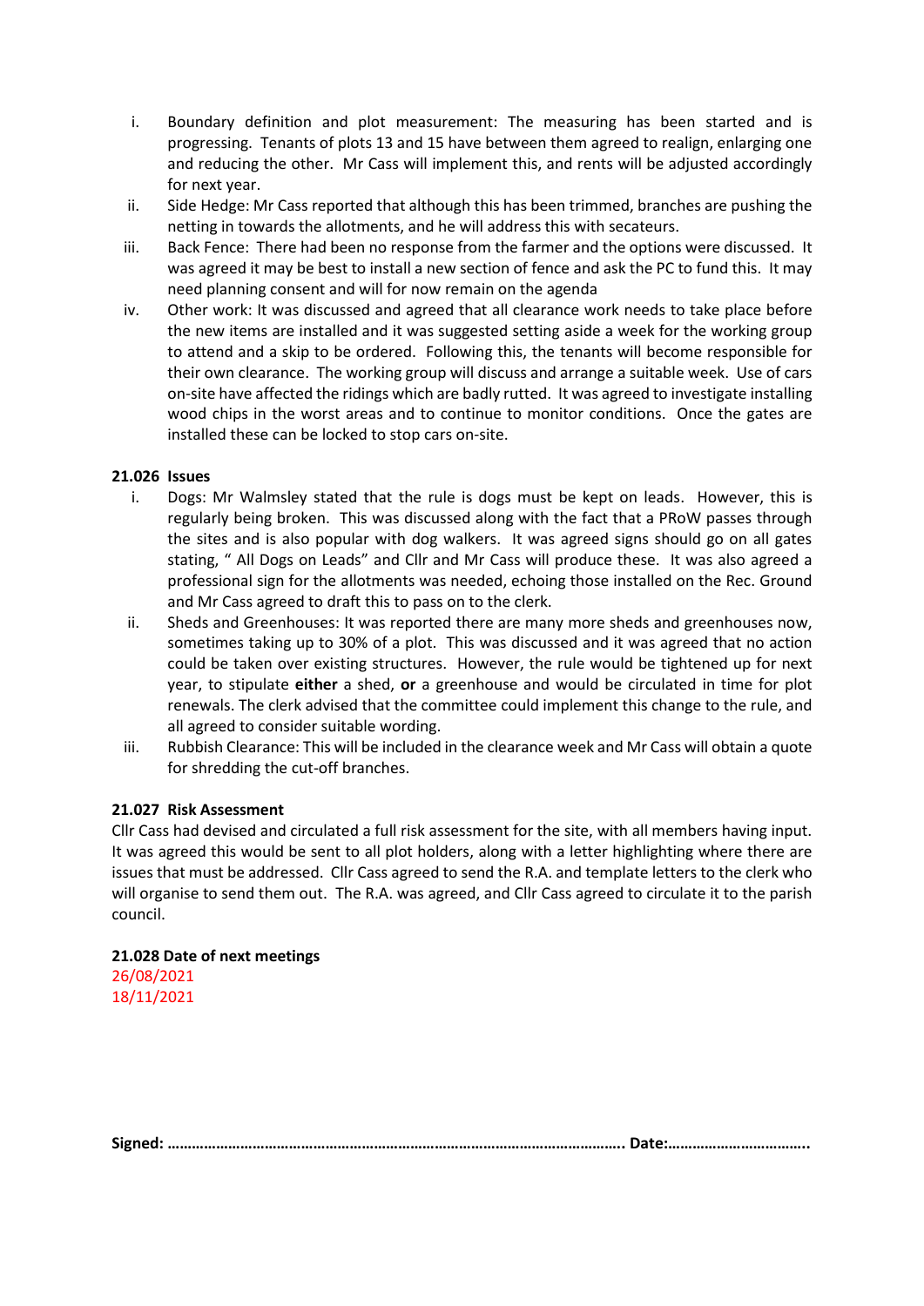i. Boundary definition and plot measurement: The measuring has been started and is progressing. Tenants of plots 13 and 15 have between them agreed to realign, enlarging one and reducing the other. Mr Cass will implement this, and rents will be adjusted accordingly for next year.
ii. Side Hedge: Mr Cass reported that although this has been trimmed, branches are pushing the netting in towards the allotments, and he will address this with secateurs.
iii. Back Fence: There had been no response from the farmer and the options were discussed. It was agreed it may be best to install a new section of fence and ask the PC to fund this. It may need planning consent and will for now remain on the agenda
iv. Other work: It was discussed and agreed that all clearance work needs to take place before the new items are installed and it was suggested setting aside a week for the working group to attend and a skip to be ordered. Following this, the tenants will become responsible for their own clearance. The working group will discuss and arrange a suitable week. Use of cars on-site have affected the ridings which are badly rutted. It was agreed to investigate installing wood chips in the worst areas and to continue to monitor conditions. Once the gates are installed these can be locked to stop cars on-site.

**21.026 Issues**

i. Dogs: Mr Walmsley stated that the rule is dogs must be kept on leads. However, this is regularly being broken. This was discussed along with the fact that a PRoW passes through the sites and is also popular with dog walkers. It was agreed signs should go on all gates stating, " All Dogs on Leads" and Cllr and Mr Cass will produce these. It was also agreed a professional sign for the allotments was needed, echoing those installed on the Rec. Ground and Mr Cass agreed to draft this to pass on to the clerk.
ii. Sheds and Greenhouses: It was reported there are many more sheds and greenhouses now, sometimes taking up to 30% of a plot. This was discussed and it was agreed that no action could be taken over existing structures. However, the rule would be tightened up for next year, to stipulate **either** a shed, **or** a greenhouse and would be circulated in time for plot renewals. The clerk advised that the committee could implement this change to the rule, and all agreed to consider suitable wording.
iii. Rubbish Clearance: This will be included in the clearance week and Mr Cass will obtain a quote for shredding the cut-off branches.

**21.027 Risk Assessment**

Cllr Cass had devised and circulated a full risk assessment for the site, with all members having input. It was agreed this would be sent to all plot holders, along with a letter highlighting where there are issues that must be addressed. Cllr Cass agreed to send the R.A. and template letters to the clerk who will organise to send them out. The R.A. was agreed, and Cllr Cass agreed to circulate it to the parish council.

**21.028 Date of next meetings**

26/08/2021
18/11/2021

**Signed: ………………………………………………………………………………………………. Date:……………………………..**